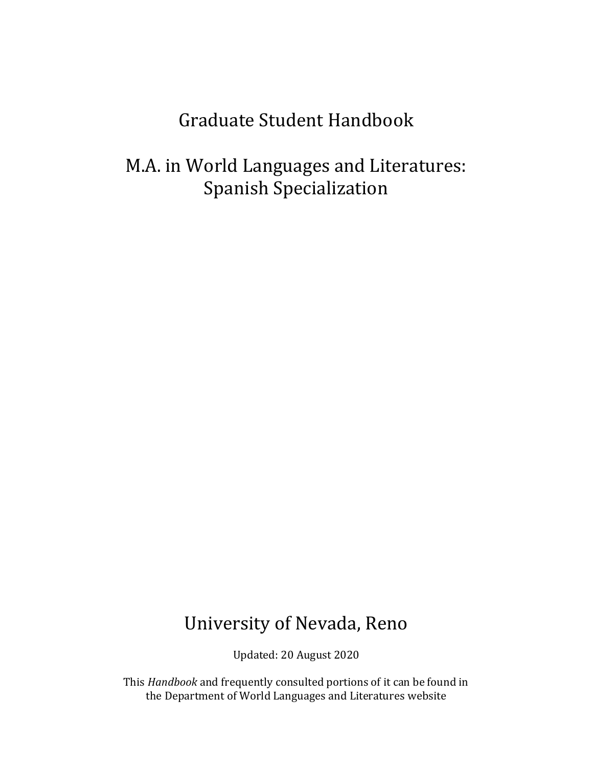# Graduate Student Handbook

## M.A. in World Languages and Literatures: Spanish Specialization

## University of Nevada, Reno

Updated: 20 August 2020

This *Handbook* and frequently consulted portions of it can be found in the Department of World Languages and Literatures website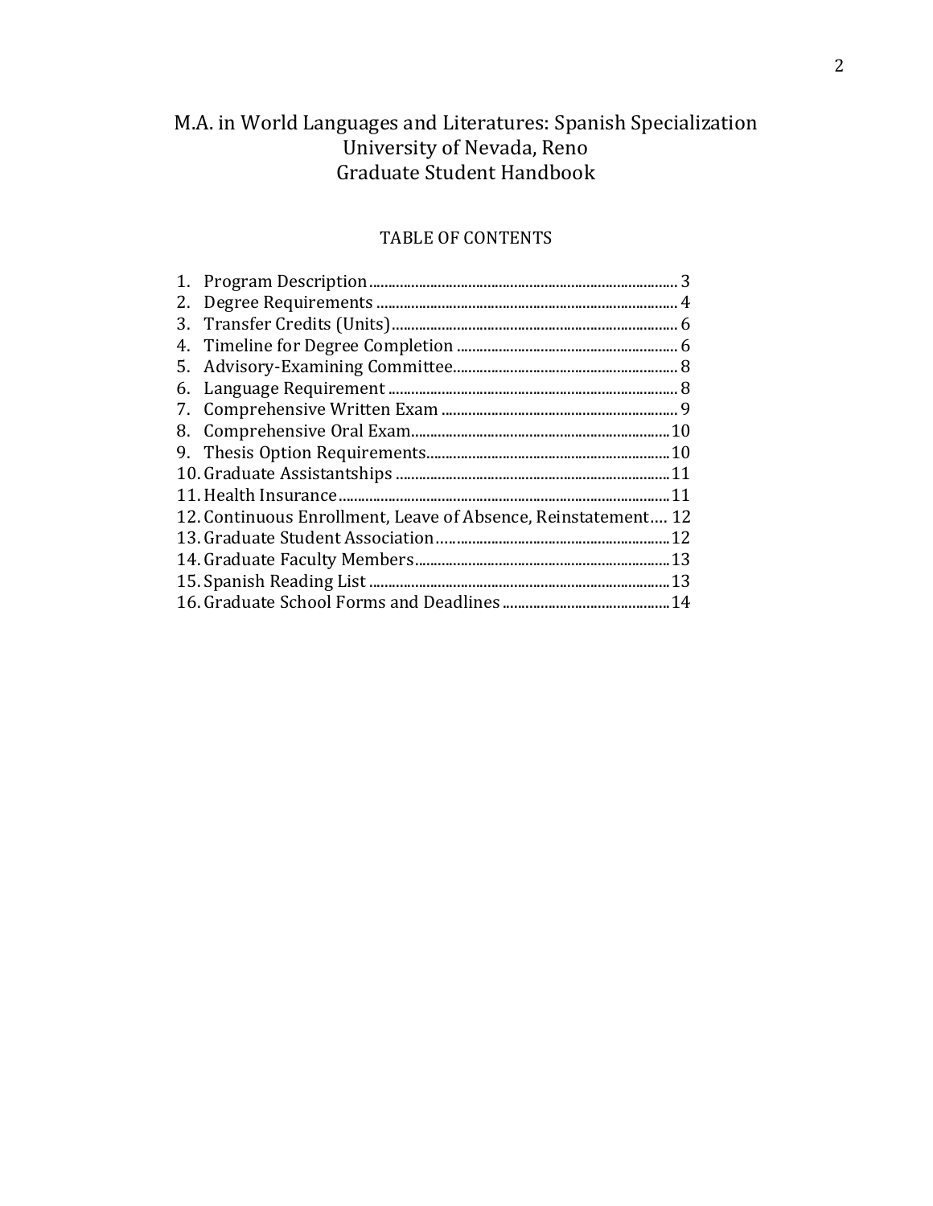# M.A. in World Languages and Literatures: Spanish Specialization
# University of Nevada, Reno
# Graduate Student Handbook

## TABLE OF CONTENTS

1. Program Description ........ 3
2. Degree Requirements ........ 4
3. Transfer Credits (Units) ........ 6
4. Timeline for Degree Completion ........ 6
5. Advisory-Examining Committee ........ 8
6. Language Requirement ........ 8
7. Comprehensive Written Exam ........ 9
8. Comprehensive Oral Exam ........ 10
9. Thesis Option Requirements ........ 10
10. Graduate Assistantships ........ 11
11. Health Insurance ........ 11
12. Continuous Enrollment, Leave of Absence, Reinstatement ........ 12
13. Graduate Student Association ........ 12
14. Graduate Faculty Members ........ 13
15. Spanish Reading List ........ 13
16. Graduate School Forms and Deadlines ........ 14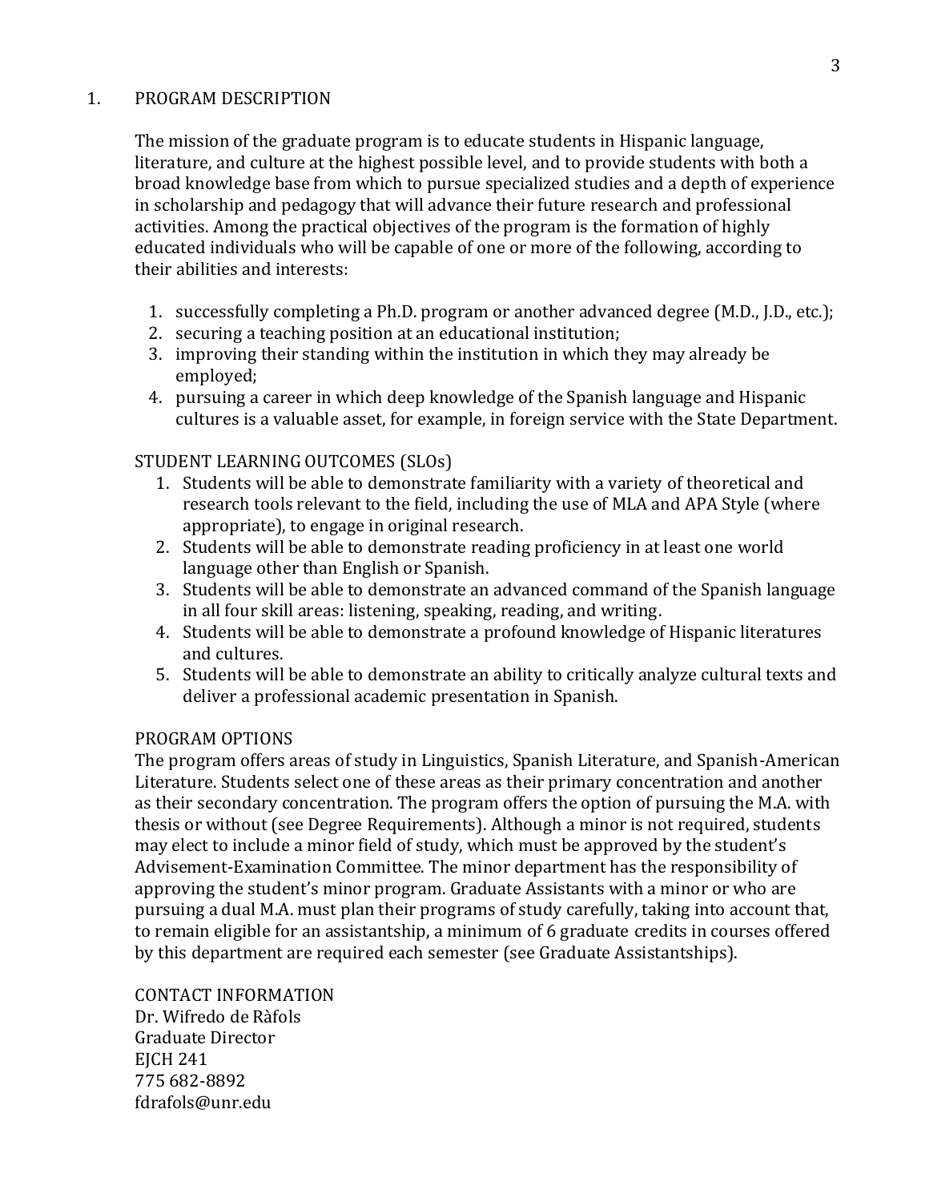## 1. PROGRAM DESCRIPTION

The mission of the graduate program is to educate students in Hispanic language, literature, and culture at the highest possible level, and to provide students with both a broad knowledge base from which to pursue specialized studies and a depth of experience in scholarship and pedagogy that will advance their future research and professional activities. Among the practical objectives of the program is the formation of highly educated individuals who will be capable of one or more of the following, according to their abilities and interests:

1. successfully completing a Ph.D. program or another advanced degree (M.D., J.D., etc.);
2. securing a teaching position at an educational institution;
3. improving their standing within the institution in which they may already be employed;
4. pursuing a career in which deep knowledge of the Spanish language and Hispanic cultures is a valuable asset, for example, in foreign service with the State Department.

### STUDENT LEARNING OUTCOMES (SLOs)

1. Students will be able to demonstrate familiarity with a variety of theoretical and research tools relevant to the field, including the use of MLA and APA Style (where appropriate), to engage in original research.
2. Students will be able to demonstrate reading proficiency in at least one world language other than English or Spanish.
3. Students will be able to demonstrate an advanced command of the Spanish language in all four skill areas: listening, speaking, reading, and writing.
4. Students will be able to demonstrate a profound knowledge of Hispanic literatures and cultures.
5. Students will be able to demonstrate an ability to critically analyze cultural texts and deliver a professional academic presentation in Spanish.

### PROGRAM OPTIONS

The program offers areas of study in Linguistics, Spanish Literature, and Spanish-American Literature. Students select one of these areas as their primary concentration and another as their secondary concentration. The program offers the option of pursuing the M.A. with thesis or without (see Degree Requirements). Although a minor is not required, students may elect to include a minor field of study, which must be approved by the student's Advisement-Examination Committee. The minor department has the responsibility of approving the student's minor program. Graduate Assistants with a minor or who are pursuing a dual M.A. must plan their programs of study carefully, taking into account that, to remain eligible for an assistantship, a minimum of 6 graduate credits in courses offered by this department are required each semester (see Graduate Assistantships).

### CONTACT INFORMATION

Dr. Wifredo de Ràfols  
Graduate Director  
EJCH 241  
775 682-8892  
fdrafols@unr.edu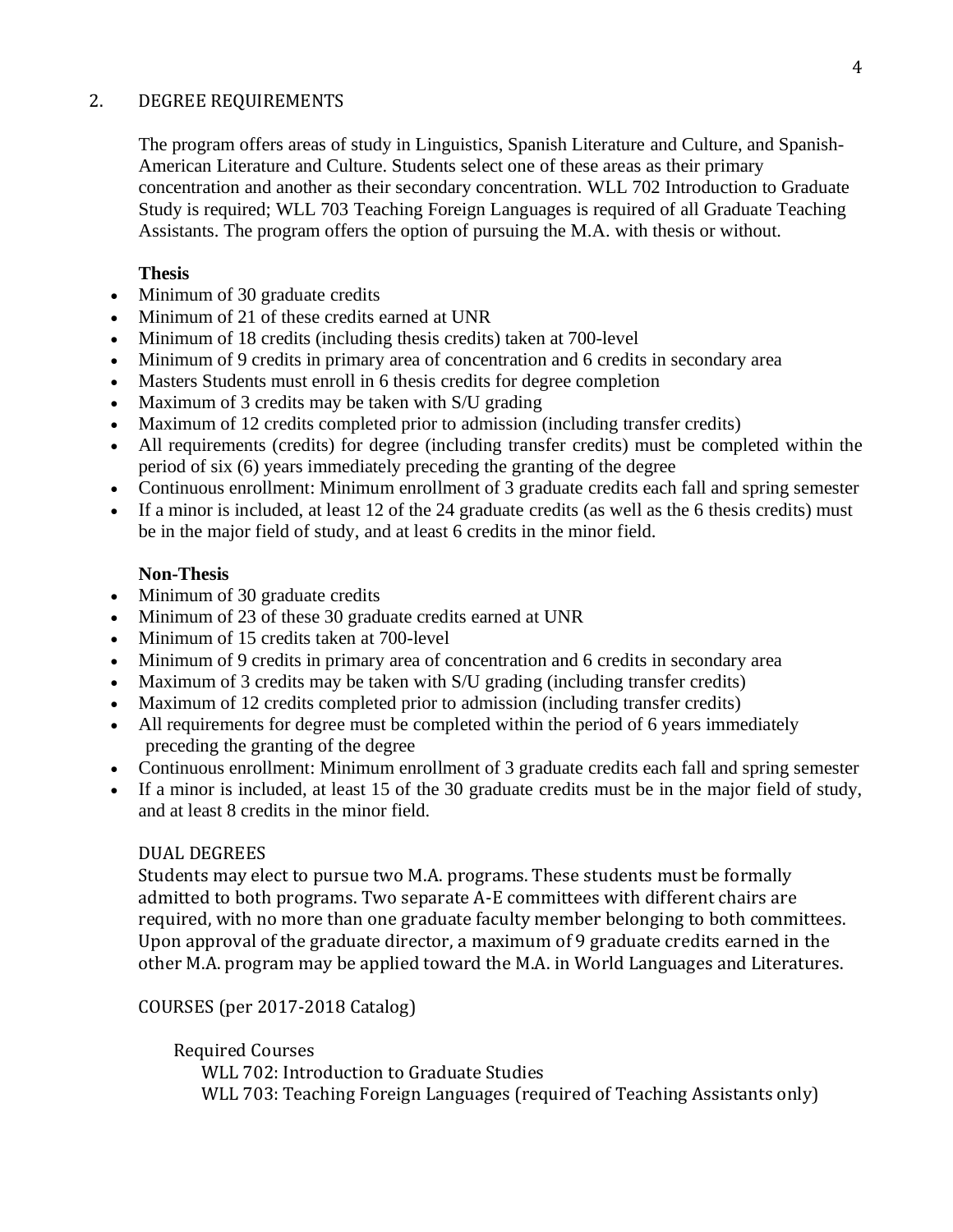## 2. DEGREE REQUIREMENTS

The program offers areas of study in Linguistics, Spanish Literature and Culture, and Spanish-American Literature and Culture. Students select one of these areas as their primary concentration and another as their secondary concentration. WLL 702 Introduction to Graduate Study is required; WLL 703 Teaching Foreign Languages is required of all Graduate Teaching Assistants. The program offers the option of pursuing the M.A. with thesis or without.

**Thesis**

- Minimum of 30 graduate credits
- Minimum of 21 of these credits earned at UNR
- Minimum of 18 credits (including thesis credits) taken at 700-level
- Minimum of 9 credits in primary area of concentration and 6 credits in secondary area
- Masters Students must enroll in 6 thesis credits for degree completion
- Maximum of 3 credits may be taken with S/U grading
- Maximum of 12 credits completed prior to admission (including transfer credits)
- All requirements (credits) for degree (including transfer credits) must be completed within the period of six (6) years immediately preceding the granting of the degree
- Continuous enrollment: Minimum enrollment of 3 graduate credits each fall and spring semester
- If a minor is included, at least 12 of the 24 graduate credits (as well as the 6 thesis credits) must be in the major field of study, and at least 6 credits in the minor field.

**Non-Thesis**

- Minimum of 30 graduate credits
- Minimum of 23 of these 30 graduate credits earned at UNR
- Minimum of 15 credits taken at 700-level
- Minimum of 9 credits in primary area of concentration and 6 credits in secondary area
- Maximum of 3 credits may be taken with S/U grading (including transfer credits)
- Maximum of 12 credits completed prior to admission (including transfer credits)
- All requirements for degree must be completed within the period of 6 years immediately preceding the granting of the degree
- Continuous enrollment: Minimum enrollment of 3 graduate credits each fall and spring semester
- If a minor is included, at least 15 of the 30 graduate credits must be in the major field of study, and at least 8 credits in the minor field.

### DUAL DEGREES

Students may elect to pursue two M.A. programs. These students must be formally admitted to both programs. Two separate A-E committees with different chairs are required, with no more than one graduate faculty member belonging to both committees. Upon approval of the graduate director, a maximum of 9 graduate credits earned in the other M.A. program may be applied toward the M.A. in World Languages and Literatures.

### COURSES (per 2017-2018 Catalog)

Required Courses

- WLL 702: Introduction to Graduate Studies
- WLL 703: Teaching Foreign Languages (required of Teaching Assistants only)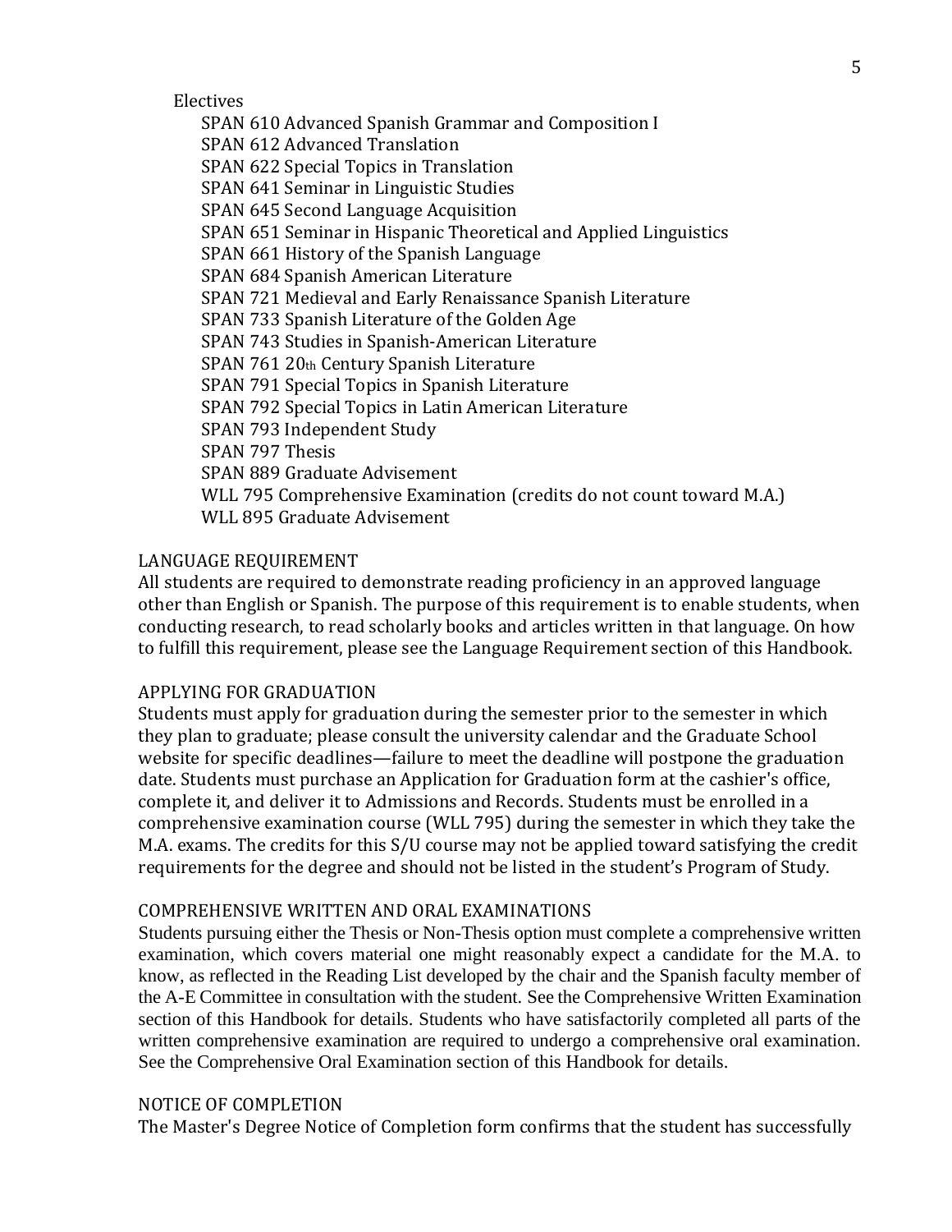Electives

- SPAN 610 Advanced Spanish Grammar and Composition I
- SPAN 612 Advanced Translation
- SPAN 622 Special Topics in Translation
- SPAN 641 Seminar in Linguistic Studies
- SPAN 645 Second Language Acquisition
- SPAN 651 Seminar in Hispanic Theoretical and Applied Linguistics
- SPAN 661 History of the Spanish Language
- SPAN 684 Spanish American Literature
- SPAN 721 Medieval and Early Renaissance Spanish Literature
- SPAN 733 Spanish Literature of the Golden Age
- SPAN 743 Studies in Spanish-American Literature
- SPAN 761 20th Century Spanish Literature
- SPAN 791 Special Topics in Spanish Literature
- SPAN 792 Special Topics in Latin American Literature
- SPAN 793 Independent Study
- SPAN 797 Thesis
- SPAN 889 Graduate Advisement
- WLL 795 Comprehensive Examination (credits do not count toward M.A.)
- WLL 895 Graduate Advisement

## LANGUAGE REQUIREMENT

All students are required to demonstrate reading proficiency in an approved language other than English or Spanish. The purpose of this requirement is to enable students, when conducting research, to read scholarly books and articles written in that language. On how to fulfill this requirement, please see the Language Requirement section of this Handbook.

## APPLYING FOR GRADUATION

Students must apply for graduation during the semester prior to the semester in which they plan to graduate; please consult the university calendar and the Graduate School website for specific deadlines—failure to meet the deadline will postpone the graduation date. Students must purchase an Application for Graduation form at the cashier's office, complete it, and deliver it to Admissions and Records. Students must be enrolled in a comprehensive examination course (WLL 795) during the semester in which they take the M.A. exams. The credits for this S/U course may not be applied toward satisfying the credit requirements for the degree and should not be listed in the student's Program of Study.

## COMPREHENSIVE WRITTEN AND ORAL EXAMINATIONS

Students pursuing either the Thesis or Non-Thesis option must complete a comprehensive written examination, which covers material one might reasonably expect a candidate for the M.A. to know, as reflected in the Reading List developed by the chair and the Spanish faculty member of the A-E Committee in consultation with the student. See the Comprehensive Written Examination section of this Handbook for details. Students who have satisfactorily completed all parts of the written comprehensive examination are required to undergo a comprehensive oral examination. See the Comprehensive Oral Examination section of this Handbook for details.

## NOTICE OF COMPLETION

The Master's Degree Notice of Completion form confirms that the student has successfully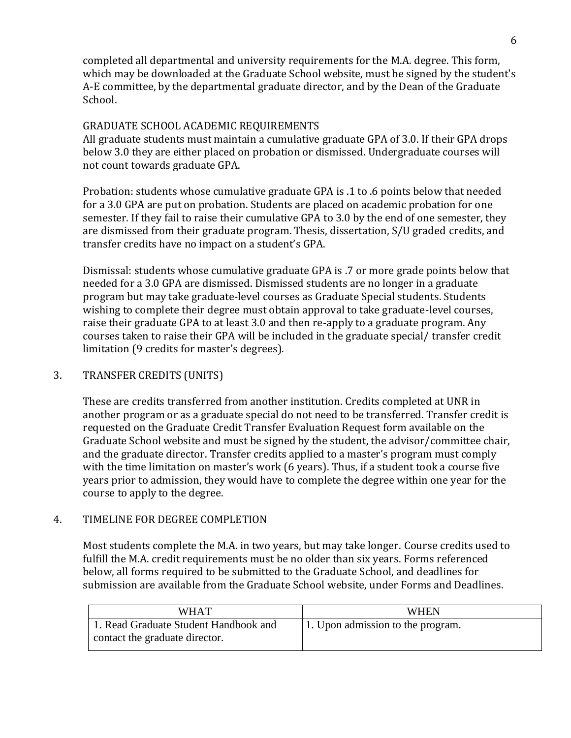completed all departmental and university requirements for the M.A. degree. This form, which may be downloaded at the Graduate School website, must be signed by the student's A-E committee, by the departmental graduate director, and by the Dean of the Graduate School.

GRADUATE SCHOOL ACADEMIC REQUIREMENTS

All graduate students must maintain a cumulative graduate GPA of 3.0. If their GPA drops below 3.0 they are either placed on probation or dismissed. Undergraduate courses will not count towards graduate GPA.

Probation: students whose cumulative graduate GPA is .1 to .6 points below that needed for a 3.0 GPA are put on probation. Students are placed on academic probation for one semester. If they fail to raise their cumulative GPA to 3.0 by the end of one semester, they are dismissed from their graduate program. Thesis, dissertation, S/U graded credits, and transfer credits have no impact on a student's GPA.

Dismissal: students whose cumulative graduate GPA is .7 or more grade points below that needed for a 3.0 GPA are dismissed. Dismissed students are no longer in a graduate program but may take graduate-level courses as Graduate Special students. Students wishing to complete their degree must obtain approval to take graduate-level courses, raise their graduate GPA to at least 3.0 and then re-apply to a graduate program. Any courses taken to raise their GPA will be included in the graduate special/ transfer credit limitation (9 credits for master's degrees).

## 3. TRANSFER CREDITS (UNITS)

These are credits transferred from another institution. Credits completed at UNR in another program or as a graduate special do not need to be transferred. Transfer credit is requested on the Graduate Credit Transfer Evaluation Request form available on the Graduate School website and must be signed by the student, the advisor/committee chair, and the graduate director. Transfer credits applied to a master's program must comply with the time limitation on master's work (6 years). Thus, if a student took a course five years prior to admission, they would have to complete the degree within one year for the course to apply to the degree.

## 4. TIMELINE FOR DEGREE COMPLETION

Most students complete the M.A. in two years, but may take longer. Course credits used to fulfill the M.A. credit requirements must be no older than six years. Forms referenced below, all forms required to be submitted to the Graduate School, and deadlines for submission are available from the Graduate School website, under Forms and Deadlines.

| WHAT | WHEN |
|---|---|
| 1. Read Graduate Student Handbook and contact the graduate director. | 1. Upon admission to the program. |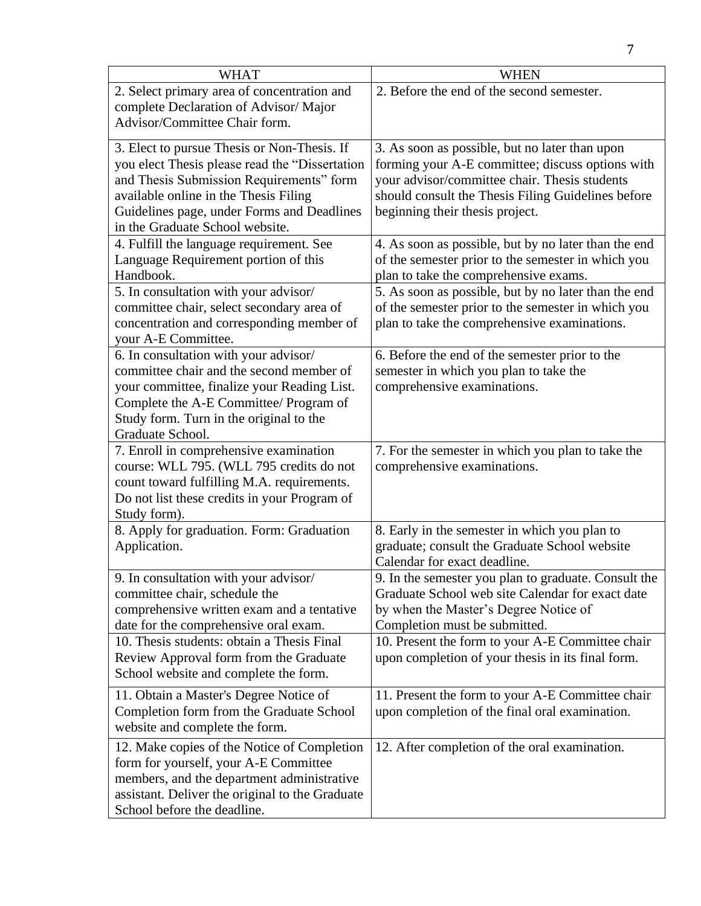| WHAT | WHEN |
| --- | --- |
| 2. Select primary area of concentration and complete Declaration of Advisor/ Major Advisor/Committee Chair form. | 2. Before the end of the second semester. |
| 3. Elect to pursue Thesis or Non-Thesis. If you elect Thesis please read the "Dissertation and Thesis Submission Requirements" form available online in the Thesis Filing Guidelines page, under Forms and Deadlines in the Graduate School website. | 3. As soon as possible, but no later than upon forming your A-E committee; discuss options with your advisor/committee chair. Thesis students should consult the Thesis Filing Guidelines before beginning their thesis project. |
| 4. Fulfill the language requirement. See Language Requirement portion of this Handbook. | 4. As soon as possible, but by no later than the end of the semester prior to the semester in which you plan to take the comprehensive exams. |
| 5. In consultation with your advisor/ committee chair, select secondary area of concentration and corresponding member of your A-E Committee. | 5. As soon as possible, but by no later than the end of the semester prior to the semester in which you plan to take the comprehensive examinations. |
| 6. In consultation with your advisor/ committee chair and the second member of your committee, finalize your Reading List. Complete the A-E Committee/ Program of Study form. Turn in the original to the Graduate School. | 6. Before the end of the semester prior to the semester in which you plan to take the comprehensive examinations. |
| 7. Enroll in comprehensive examination course: WLL 795. (WLL 795 credits do not count toward fulfilling M.A. requirements. Do not list these credits in your Program of Study form). | 7. For the semester in which you plan to take the comprehensive examinations. |
| 8. Apply for graduation. Form: Graduation Application. | 8. Early in the semester in which you plan to graduate; consult the Graduate School website Calendar for exact deadline. |
| 9. In consultation with your advisor/ committee chair, schedule the comprehensive written exam and a tentative date for the comprehensive oral exam. | 9. In the semester you plan to graduate. Consult the Graduate School web site Calendar for exact date by when the Master's Degree Notice of Completion must be submitted. |
| 10. Thesis students: obtain a Thesis Final Review Approval form from the Graduate School website and complete the form. | 10. Present the form to your A-E Committee chair upon completion of your thesis in its final form. |
| 11. Obtain a Master's Degree Notice of Completion form from the Graduate School website and complete the form. | 11. Present the form to your A-E Committee chair upon completion of the final oral examination. |
| 12. Make copies of the Notice of Completion form for yourself, your A-E Committee members, and the department administrative assistant. Deliver the original to the Graduate School before the deadline. | 12. After completion of the oral examination. |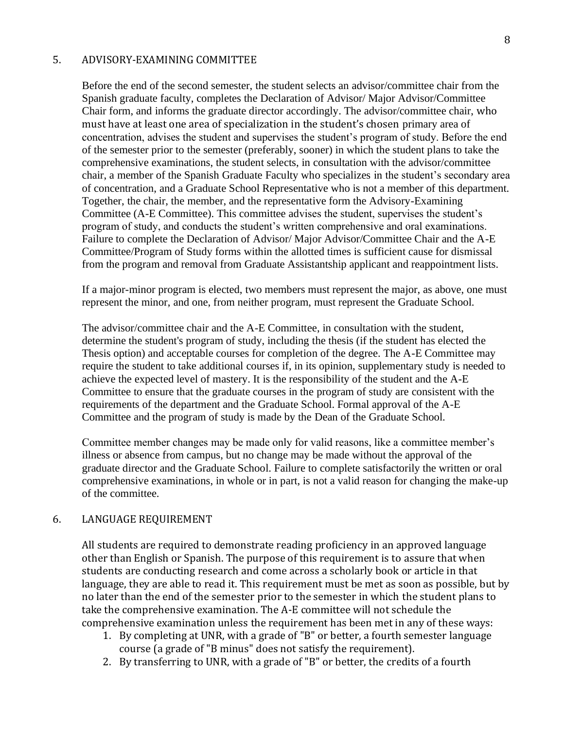## 5. ADVISORY-EXAMINING COMMITTEE

Before the end of the second semester, the student selects an advisor/committee chair from the Spanish graduate faculty, completes the Declaration of Advisor/ Major Advisor/Committee Chair form, and informs the graduate director accordingly. The advisor/committee chair, who must have at least one area of specialization in the student's chosen primary area of concentration, advises the student and supervises the student's program of study. Before the end of the semester prior to the semester (preferably, sooner) in which the student plans to take the comprehensive examinations, the student selects, in consultation with the advisor/committee chair, a member of the Spanish Graduate Faculty who specializes in the student's secondary area of concentration, and a Graduate School Representative who is not a member of this department. Together, the chair, the member, and the representative form the Advisory-Examining Committee (A-E Committee). This committee advises the student, supervises the student's program of study, and conducts the student's written comprehensive and oral examinations. Failure to complete the Declaration of Advisor/ Major Advisor/Committee Chair and the A-E Committee/Program of Study forms within the allotted times is sufficient cause for dismissal from the program and removal from Graduate Assistantship applicant and reappointment lists.

If a major-minor program is elected, two members must represent the major, as above, one must represent the minor, and one, from neither program, must represent the Graduate School.

The advisor/committee chair and the A-E Committee, in consultation with the student, determine the student's program of study, including the thesis (if the student has elected the Thesis option) and acceptable courses for completion of the degree. The A-E Committee may require the student to take additional courses if, in its opinion, supplementary study is needed to achieve the expected level of mastery. It is the responsibility of the student and the A-E Committee to ensure that the graduate courses in the program of study are consistent with the requirements of the department and the Graduate School. Formal approval of the A-E Committee and the program of study is made by the Dean of the Graduate School.

Committee member changes may be made only for valid reasons, like a committee member's illness or absence from campus, but no change may be made without the approval of the graduate director and the Graduate School. Failure to complete satisfactorily the written or oral comprehensive examinations, in whole or in part, is not a valid reason for changing the make-up of the committee.

## 6. LANGUAGE REQUIREMENT

All students are required to demonstrate reading proficiency in an approved language other than English or Spanish. The purpose of this requirement is to assure that when students are conducting research and come across a scholarly book or article in that language, they are able to read it. This requirement must be met as soon as possible, but by no later than the end of the semester prior to the semester in which the student plans to take the comprehensive examination. The A-E committee will not schedule the comprehensive examination unless the requirement has been met in any of these ways:

1. By completing at UNR, with a grade of "B" or better, a fourth semester language course (a grade of "B minus" does not satisfy the requirement).
2. By transferring to UNR, with a grade of "B" or better, the credits of a fourth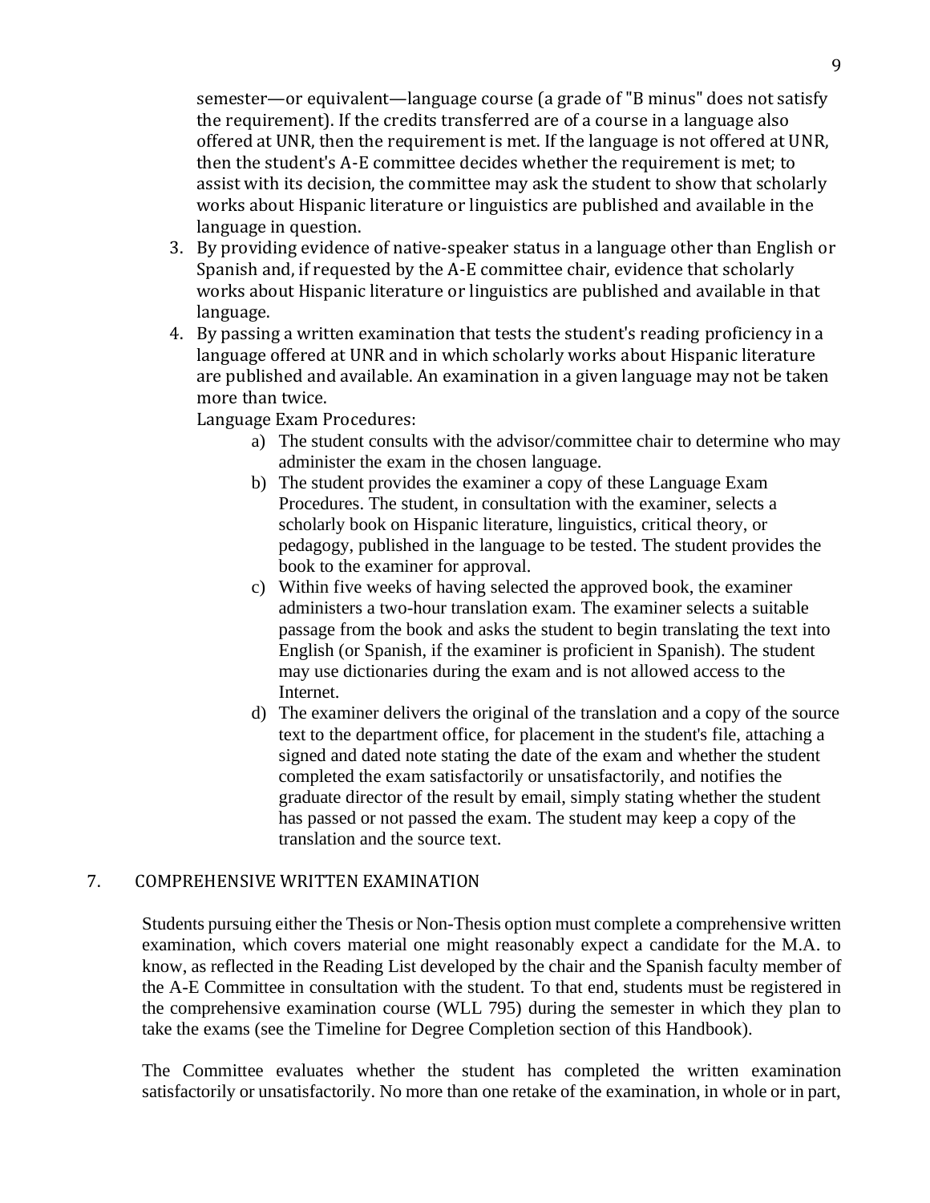semester—or equivalent—language course (a grade of "B minus" does not satisfy the requirement). If the credits transferred are of a course in a language also offered at UNR, then the requirement is met. If the language is not offered at UNR, then the student's A-E committee decides whether the requirement is met; to assist with its decision, the committee may ask the student to show that scholarly works about Hispanic literature or linguistics are published and available in the language in question.

3. By providing evidence of native-speaker status in a language other than English or Spanish and, if requested by the A-E committee chair, evidence that scholarly works about Hispanic literature or linguistics are published and available in that language.
4. By passing a written examination that tests the student's reading proficiency in a language offered at UNR and in which scholarly works about Hispanic literature are published and available. An examination in a given language may not be taken more than twice.

   Language Exam Procedures:

   a) The student consults with the advisor/committee chair to determine who may administer the exam in the chosen language.
   b) The student provides the examiner a copy of these Language Exam Procedures. The student, in consultation with the examiner, selects a scholarly book on Hispanic literature, linguistics, critical theory, or pedagogy, published in the language to be tested. The student provides the book to the examiner for approval.
   c) Within five weeks of having selected the approved book, the examiner administers a two-hour translation exam. The examiner selects a suitable passage from the book and asks the student to begin translating the text into English (or Spanish, if the examiner is proficient in Spanish). The student may use dictionaries during the exam and is not allowed access to the Internet.
   d) The examiner delivers the original of the translation and a copy of the source text to the department office, for placement in the student's file, attaching a signed and dated note stating the date of the exam and whether the student completed the exam satisfactorily or unsatisfactorily, and notifies the graduate director of the result by email, simply stating whether the student has passed or not passed the exam. The student may keep a copy of the translation and the source text.

## 7. COMPREHENSIVE WRITTEN EXAMINATION

Students pursuing either the Thesis or Non-Thesis option must complete a comprehensive written examination, which covers material one might reasonably expect a candidate for the M.A. to know, as reflected in the Reading List developed by the chair and the Spanish faculty member of the A-E Committee in consultation with the student. To that end, students must be registered in the comprehensive examination course (WLL 795) during the semester in which they plan to take the exams (see the Timeline for Degree Completion section of this Handbook).

The Committee evaluates whether the student has completed the written examination satisfactorily or unsatisfactorily. No more than one retake of the examination, in whole or in part,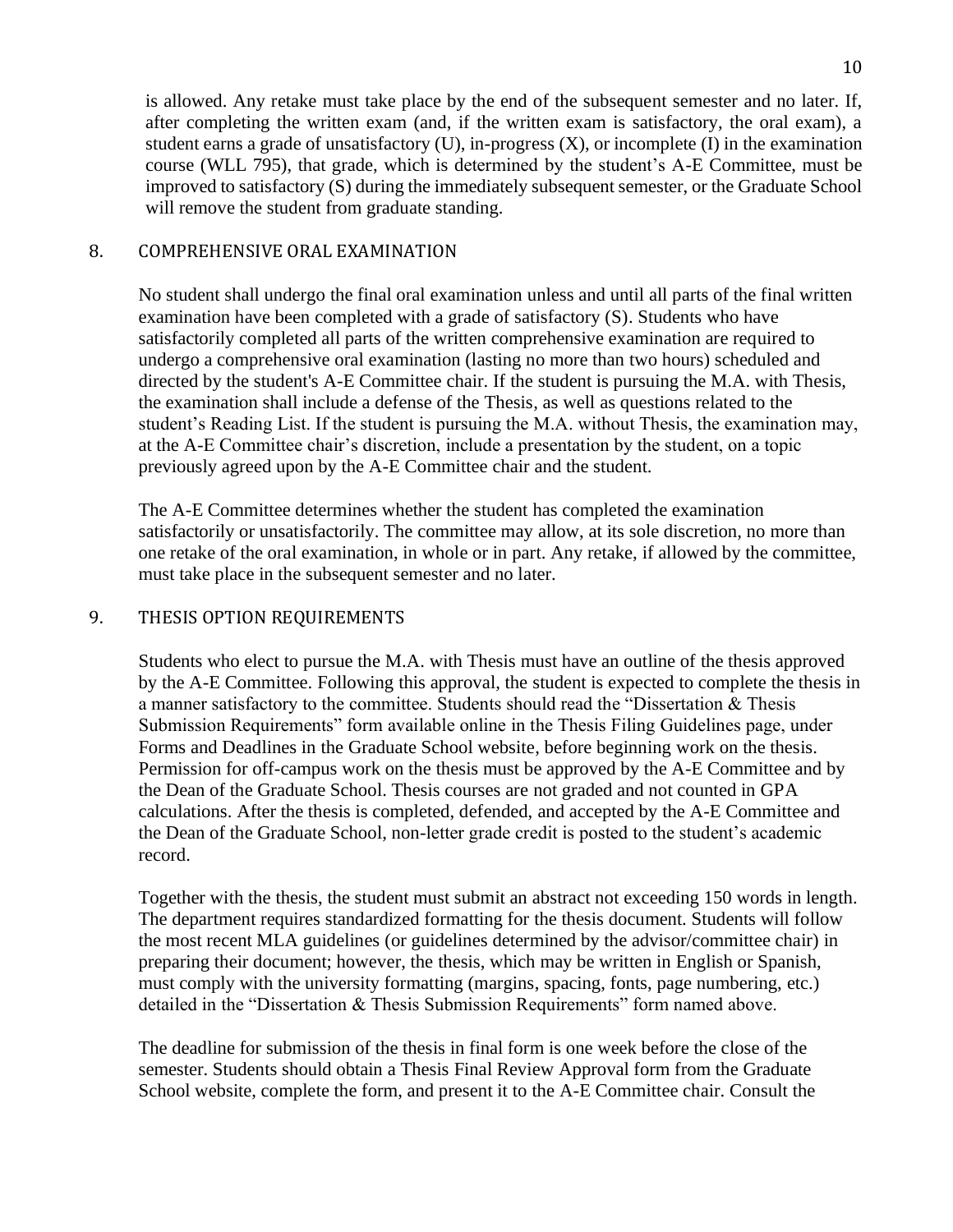is allowed. Any retake must take place by the end of the subsequent semester and no later. If, after completing the written exam (and, if the written exam is satisfactory, the oral exam), a student earns a grade of unsatisfactory (U), in-progress (X), or incomplete (I) in the examination course (WLL 795), that grade, which is determined by the student's A-E Committee, must be improved to satisfactory (S) during the immediately subsequent semester, or the Graduate School will remove the student from graduate standing.

## 8. COMPREHENSIVE ORAL EXAMINATION

No student shall undergo the final oral examination unless and until all parts of the final written examination have been completed with a grade of satisfactory (S). Students who have satisfactorily completed all parts of the written comprehensive examination are required to undergo a comprehensive oral examination (lasting no more than two hours) scheduled and directed by the student's A-E Committee chair. If the student is pursuing the M.A. with Thesis, the examination shall include a defense of the Thesis, as well as questions related to the student's Reading List. If the student is pursuing the M.A. without Thesis, the examination may, at the A-E Committee chair's discretion, include a presentation by the student, on a topic previously agreed upon by the A-E Committee chair and the student.

The A-E Committee determines whether the student has completed the examination satisfactorily or unsatisfactorily. The committee may allow, at its sole discretion, no more than one retake of the oral examination, in whole or in part. Any retake, if allowed by the committee, must take place in the subsequent semester and no later.

## 9. THESIS OPTION REQUIREMENTS

Students who elect to pursue the M.A. with Thesis must have an outline of the thesis approved by the A-E Committee. Following this approval, the student is expected to complete the thesis in a manner satisfactory to the committee. Students should read the "Dissertation & Thesis Submission Requirements" form available online in the Thesis Filing Guidelines page, under Forms and Deadlines in the Graduate School website, before beginning work on the thesis. Permission for off-campus work on the thesis must be approved by the A-E Committee and by the Dean of the Graduate School. Thesis courses are not graded and not counted in GPA calculations. After the thesis is completed, defended, and accepted by the A-E Committee and the Dean of the Graduate School, non-letter grade credit is posted to the student's academic record.

Together with the thesis, the student must submit an abstract not exceeding 150 words in length. The department requires standardized formatting for the thesis document. Students will follow the most recent MLA guidelines (or guidelines determined by the advisor/committee chair) in preparing their document; however, the thesis, which may be written in English or Spanish, must comply with the university formatting (margins, spacing, fonts, page numbering, etc.) detailed in the "Dissertation & Thesis Submission Requirements" form named above.

The deadline for submission of the thesis in final form is one week before the close of the semester. Students should obtain a Thesis Final Review Approval form from the Graduate School website, complete the form, and present it to the A-E Committee chair. Consult the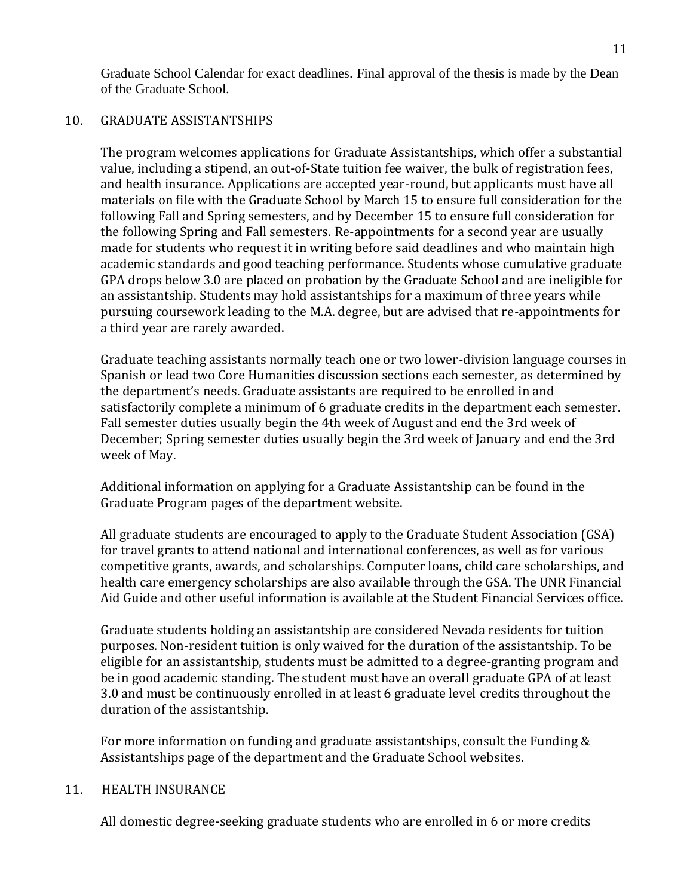Graduate School Calendar for exact deadlines. Final approval of the thesis is made by the Dean of the Graduate School.

## 10. GRADUATE ASSISTANTSHIPS

The program welcomes applications for Graduate Assistantships, which offer a substantial value, including a stipend, an out-of-State tuition fee waiver, the bulk of registration fees, and health insurance. Applications are accepted year-round, but applicants must have all materials on file with the Graduate School by March 15 to ensure full consideration for the following Fall and Spring semesters, and by December 15 to ensure full consideration for the following Spring and Fall semesters. Re-appointments for a second year are usually made for students who request it in writing before said deadlines and who maintain high academic standards and good teaching performance. Students whose cumulative graduate GPA drops below 3.0 are placed on probation by the Graduate School and are ineligible for an assistantship. Students may hold assistantships for a maximum of three years while pursuing coursework leading to the M.A. degree, but are advised that re-appointments for a third year are rarely awarded.

Graduate teaching assistants normally teach one or two lower-division language courses in Spanish or lead two Core Humanities discussion sections each semester, as determined by the department's needs. Graduate assistants are required to be enrolled in and satisfactorily complete a minimum of 6 graduate credits in the department each semester. Fall semester duties usually begin the 4th week of August and end the 3rd week of December; Spring semester duties usually begin the 3rd week of January and end the 3rd week of May.

Additional information on applying for a Graduate Assistantship can be found in the Graduate Program pages of the department website.

All graduate students are encouraged to apply to the Graduate Student Association (GSA) for travel grants to attend national and international conferences, as well as for various competitive grants, awards, and scholarships. Computer loans, child care scholarships, and health care emergency scholarships are also available through the GSA. The UNR Financial Aid Guide and other useful information is available at the Student Financial Services office.

Graduate students holding an assistantship are considered Nevada residents for tuition purposes. Non-resident tuition is only waived for the duration of the assistantship. To be eligible for an assistantship, students must be admitted to a degree-granting program and be in good academic standing. The student must have an overall graduate GPA of at least 3.0 and must be continuously enrolled in at least 6 graduate level credits throughout the duration of the assistantship.

For more information on funding and graduate assistantships, consult the Funding & Assistantships page of the department and the Graduate School websites.

## 11. HEALTH INSURANCE

All domestic degree-seeking graduate students who are enrolled in 6 or more credits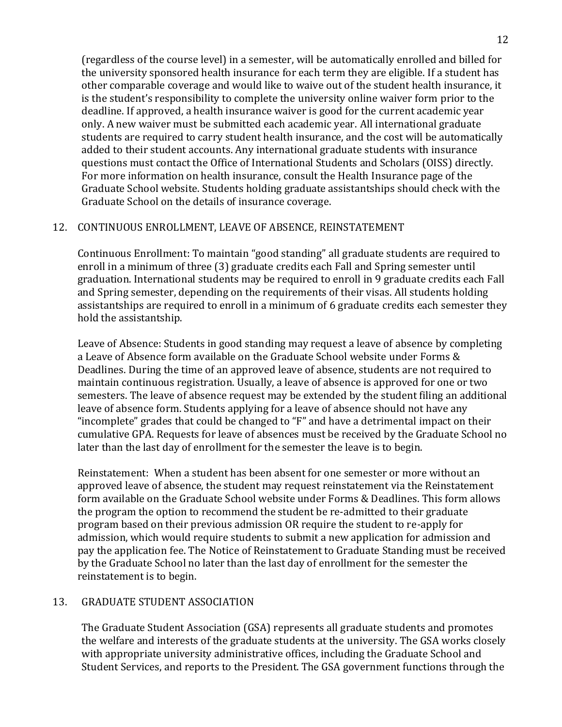(regardless of the course level) in a semester, will be automatically enrolled and billed for the university sponsored health insurance for each term they are eligible. If a student has other comparable coverage and would like to waive out of the student health insurance, it is the student's responsibility to complete the university online waiver form prior to the deadline. If approved, a health insurance waiver is good for the current academic year only. A new waiver must be submitted each academic year. All international graduate students are required to carry student health insurance, and the cost will be automatically added to their student accounts. Any international graduate students with insurance questions must contact the Office of International Students and Scholars (OISS) directly. For more information on health insurance, consult the Health Insurance page of the Graduate School website. Students holding graduate assistantships should check with the Graduate School on the details of insurance coverage.

## 12. CONTINUOUS ENROLLMENT, LEAVE OF ABSENCE, REINSTATEMENT

Continuous Enrollment: To maintain "good standing" all graduate students are required to enroll in a minimum of three (3) graduate credits each Fall and Spring semester until graduation. International students may be required to enroll in 9 graduate credits each Fall and Spring semester, depending on the requirements of their visas. All students holding assistantships are required to enroll in a minimum of 6 graduate credits each semester they hold the assistantship.

Leave of Absence: Students in good standing may request a leave of absence by completing a Leave of Absence form available on the Graduate School website under Forms & Deadlines. During the time of an approved leave of absence, students are not required to maintain continuous registration. Usually, a leave of absence is approved for one or two semesters. The leave of absence request may be extended by the student filing an additional leave of absence form. Students applying for a leave of absence should not have any "incomplete" grades that could be changed to "F" and have a detrimental impact on their cumulative GPA. Requests for leave of absences must be received by the Graduate School no later than the last day of enrollment for the semester the leave is to begin.

Reinstatement: When a student has been absent for one semester or more without an approved leave of absence, the student may request reinstatement via the Reinstatement form available on the Graduate School website under Forms & Deadlines. This form allows the program the option to recommend the student be re-admitted to their graduate program based on their previous admission OR require the student to re-apply for admission, which would require students to submit a new application for admission and pay the application fee. The Notice of Reinstatement to Graduate Standing must be received by the Graduate School no later than the last day of enrollment for the semester the reinstatement is to begin.

## 13. GRADUATE STUDENT ASSOCIATION

The Graduate Student Association (GSA) represents all graduate students and promotes the welfare and interests of the graduate students at the university. The GSA works closely with appropriate university administrative offices, including the Graduate School and Student Services, and reports to the President. The GSA government functions through the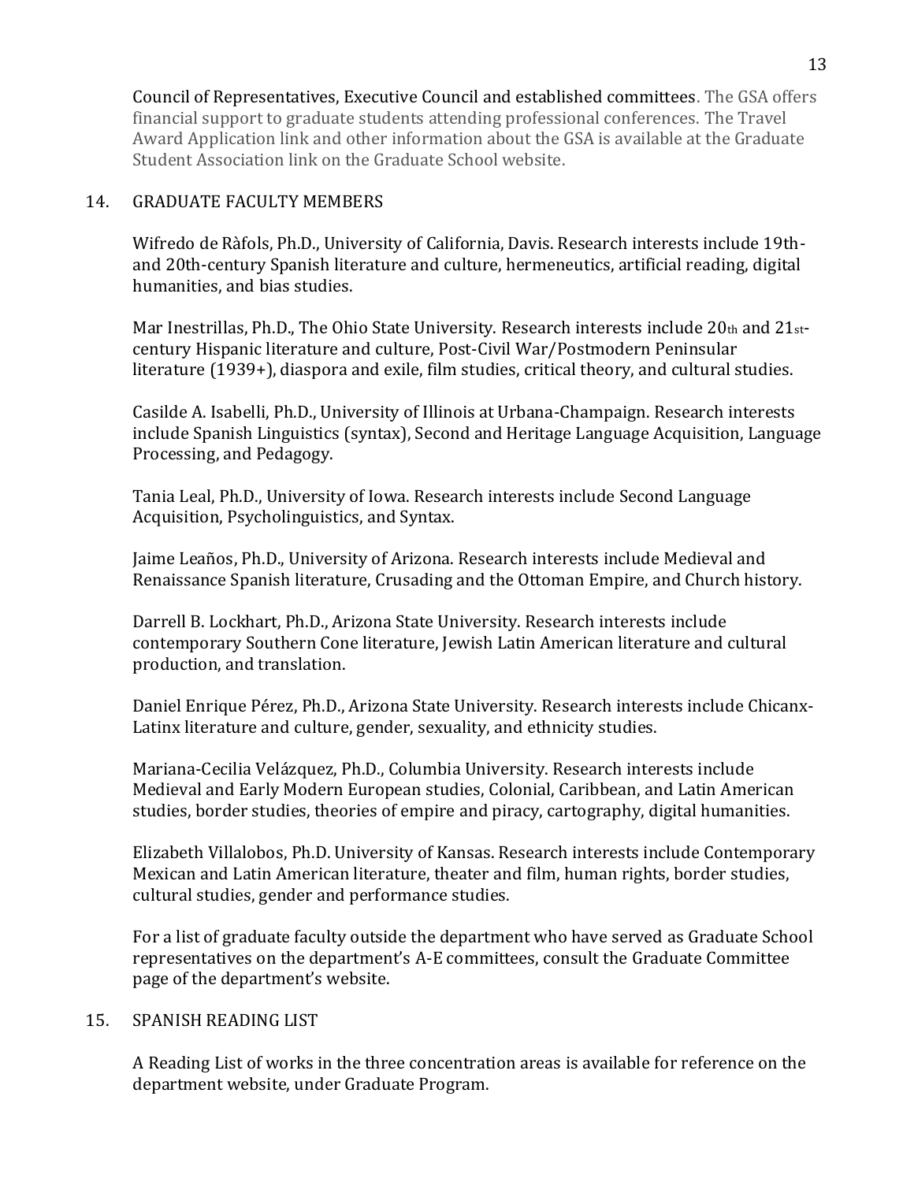Council of Representatives, Executive Council and established committees. The GSA offers financial support to graduate students attending professional conferences. The Travel Award Application link and other information about the GSA is available at the Graduate Student Association link on the Graduate School website.

## 14. GRADUATE FACULTY MEMBERS

Wifredo de Ràfols, Ph.D., University of California, Davis. Research interests include 19th- and 20th-century Spanish literature and culture, hermeneutics, artificial reading, digital humanities, and bias studies.

Mar Inestrillas, Ph.D., The Ohio State University. Research interests include 20th and 21st-century Hispanic literature and culture, Post-Civil War/Postmodern Peninsular literature (1939+), diaspora and exile, film studies, critical theory, and cultural studies.

Casilde A. Isabelli, Ph.D., University of Illinois at Urbana-Champaign. Research interests include Spanish Linguistics (syntax), Second and Heritage Language Acquisition, Language Processing, and Pedagogy.

Tania Leal, Ph.D., University of Iowa. Research interests include Second Language Acquisition, Psycholinguistics, and Syntax.

Jaime Leaños, Ph.D., University of Arizona. Research interests include Medieval and Renaissance Spanish literature, Crusading and the Ottoman Empire, and Church history.

Darrell B. Lockhart, Ph.D., Arizona State University. Research interests include contemporary Southern Cone literature, Jewish Latin American literature and cultural production, and translation.

Daniel Enrique Pérez, Ph.D., Arizona State University. Research interests include Chicanx-Latinx literature and culture, gender, sexuality, and ethnicity studies.

Mariana-Cecilia Velázquez, Ph.D., Columbia University. Research interests include Medieval and Early Modern European studies, Colonial, Caribbean, and Latin American studies, border studies, theories of empire and piracy, cartography, digital humanities.

Elizabeth Villalobos, Ph.D. University of Kansas. Research interests include Contemporary Mexican and Latin American literature, theater and film, human rights, border studies, cultural studies, gender and performance studies.

For a list of graduate faculty outside the department who have served as Graduate School representatives on the department's A-E committees, consult the Graduate Committee page of the department's website.

## 15. SPANISH READING LIST

A Reading List of works in the three concentration areas is available for reference on the department website, under Graduate Program.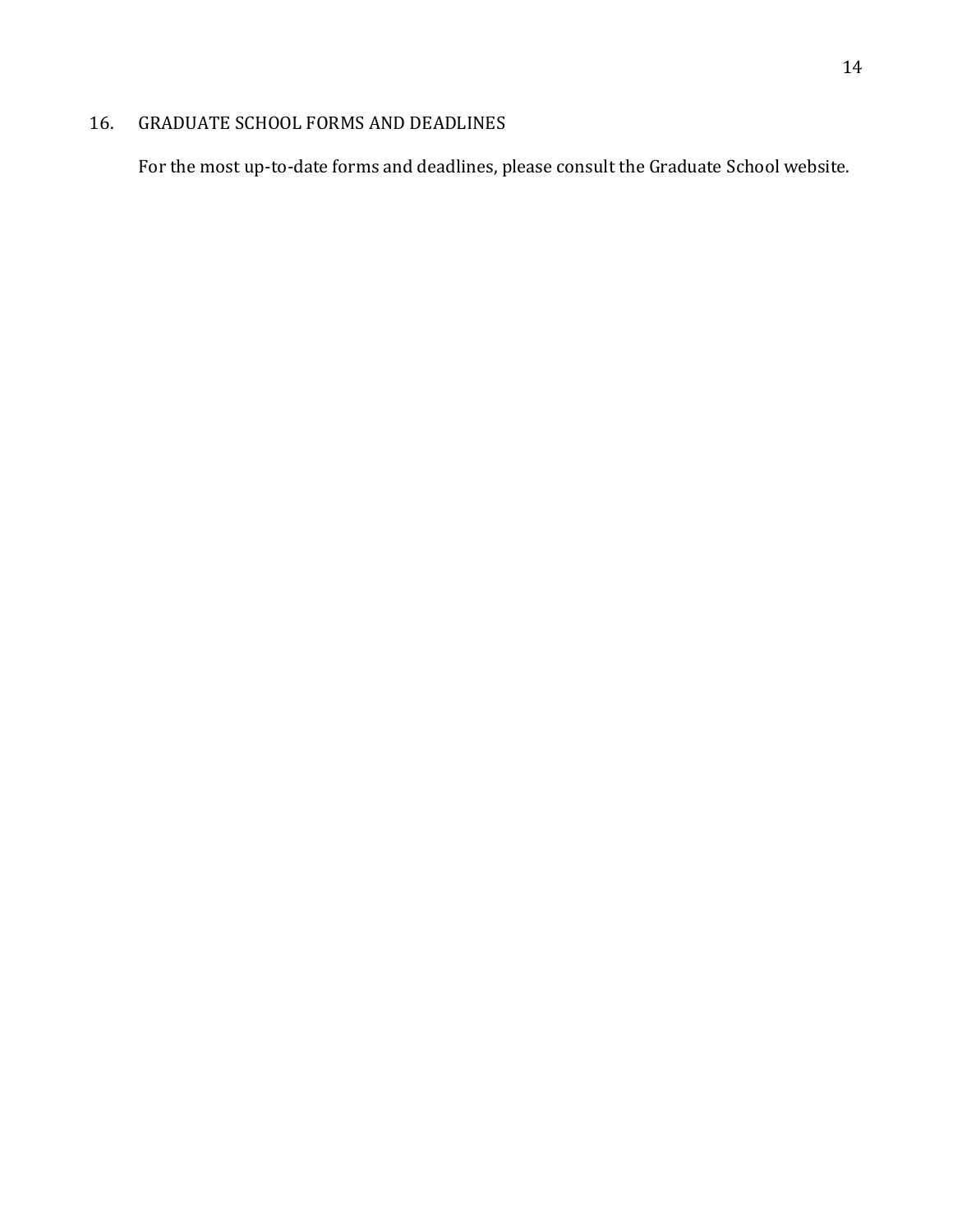## 16. GRADUATE SCHOOL FORMS AND DEADLINES

For the most up-to-date forms and deadlines, please consult the Graduate School website.